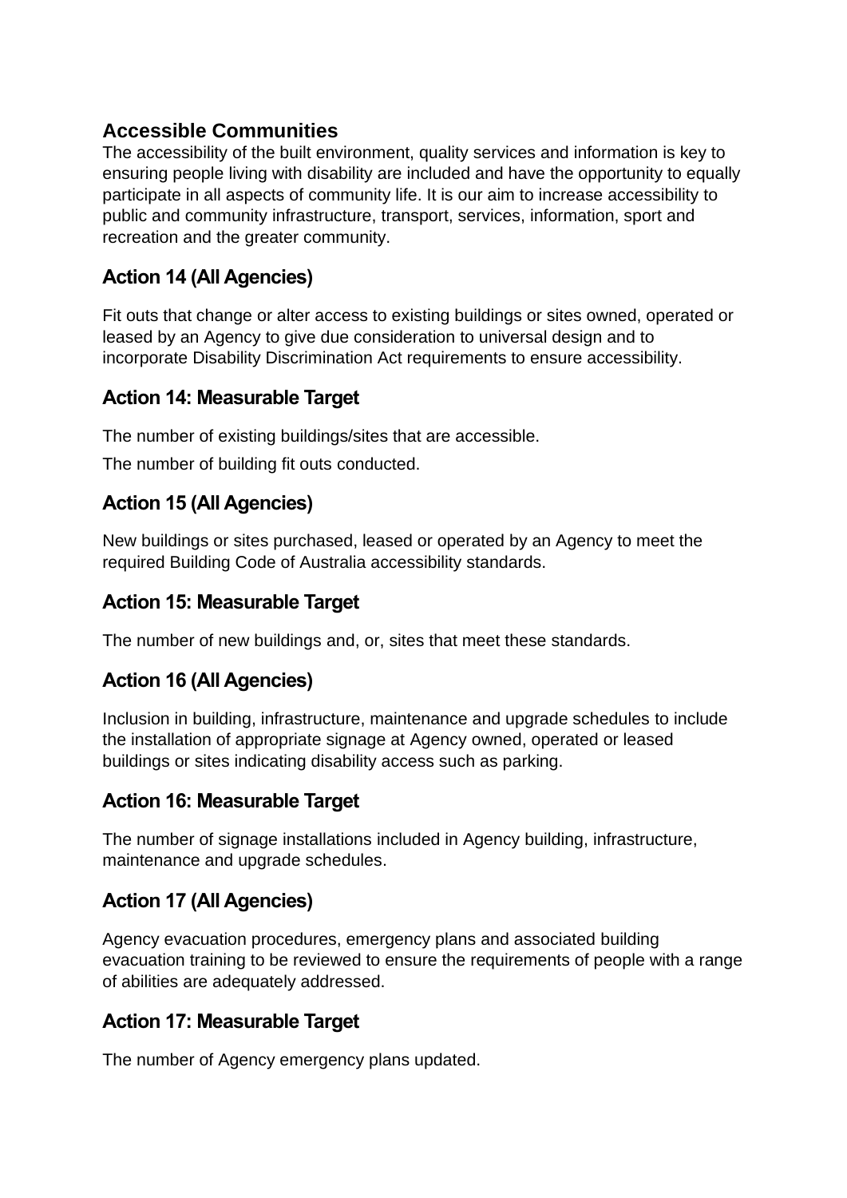## Accessible Communities

The accessibility of the built environment, quality services and information is key to ensuring people living with disability are included and have the opportunity to equally participate in all aspects of community life. It is our aim to increase accessibility to public and community infrastructure, transport, services, information, sport and recreation and the greater community.

### Action 14 (All Agencies)

Fit outs that change or alter access to existing buildings or sites owned, operated or leased by an Agency to give due consideration to universal design and to incorporate Disability Discrimination Act requirements to ensure accessibility.

### Action 14: Measurable Target

The number of existing buildings/sites that are accessible.

The number of building fit outs conducted.

### Action 15 (All Agencies)

New buildings or sites purchased, leased or operated by an Agency to meet the required Building Code of Australia accessibility standards.

### Action 15: Measurable Target

The number of new buildings and, or, sites that meet these standards.

### Action 16 (All Agencies)

Inclusion in building, infrastructure, maintenance and upgrade schedules to include the installation of appropriate signage at Agency owned, operated or leased buildings or sites indicating disability access such as parking.

### Action 16: Measurable Target

The number of signage installations included in Agency building, infrastructure, maintenance and upgrade schedules.

### Action 17 (All Agencies)

Agency evacuation procedures, emergency plans and associated building evacuation training to be reviewed to ensure the requirements of people with a range of abilities are adequately addressed.

### Action 17: Measurable Target

The number of Agency emergency plans updated.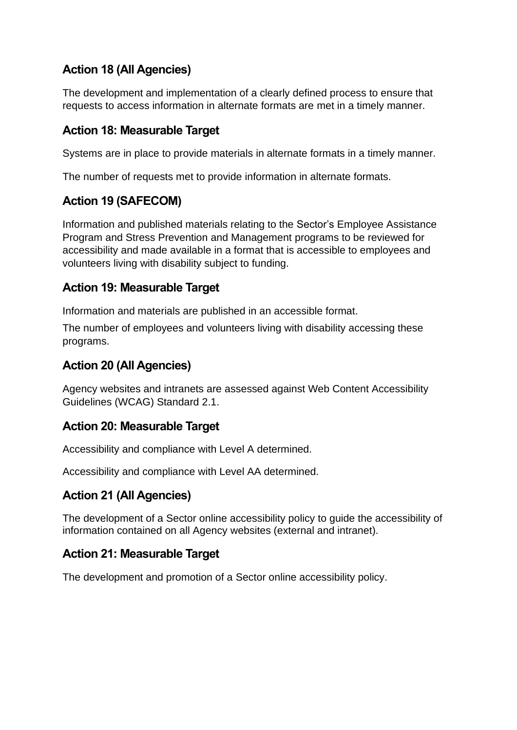## Action 18 (All Agencies)

The development and implementation of a clearly defined process to ensure that requests to access information in alternate formats are met in a timely manner.

## Action 18: Measurable Target

Systems are in place to provide materials in alternate formats in a timely manner.

The number of requests met to provide information in alternate formats.

## Action 19 (SAFECOM)

Information and published materials relating to the Sector's Employee Assistance Program and Stress Prevention and Management programs to be reviewed for accessibility and made available in a format that is accessible to employees and volunteers living with disability subject to funding.

## Action 19: Measurable Target

Information and materials are published in an accessible format.

The number of employees and volunteers living with disability accessing these programs.

## Action 20 (All Agencies)

Agency websites and intranets are assessed against Web Content Accessibility Guidelines (WCAG) Standard 2.1.

## Action 20: Measurable Target

Accessibility and compliance with Level A determined.

Accessibility and compliance with Level AA determined.

## Action 21 (All Agencies)

The development of a Sector online accessibility policy to guide the accessibility of information contained on all Agency websites (external and intranet).

## Action 21: Measurable Target

The development and promotion of a Sector online accessibility policy.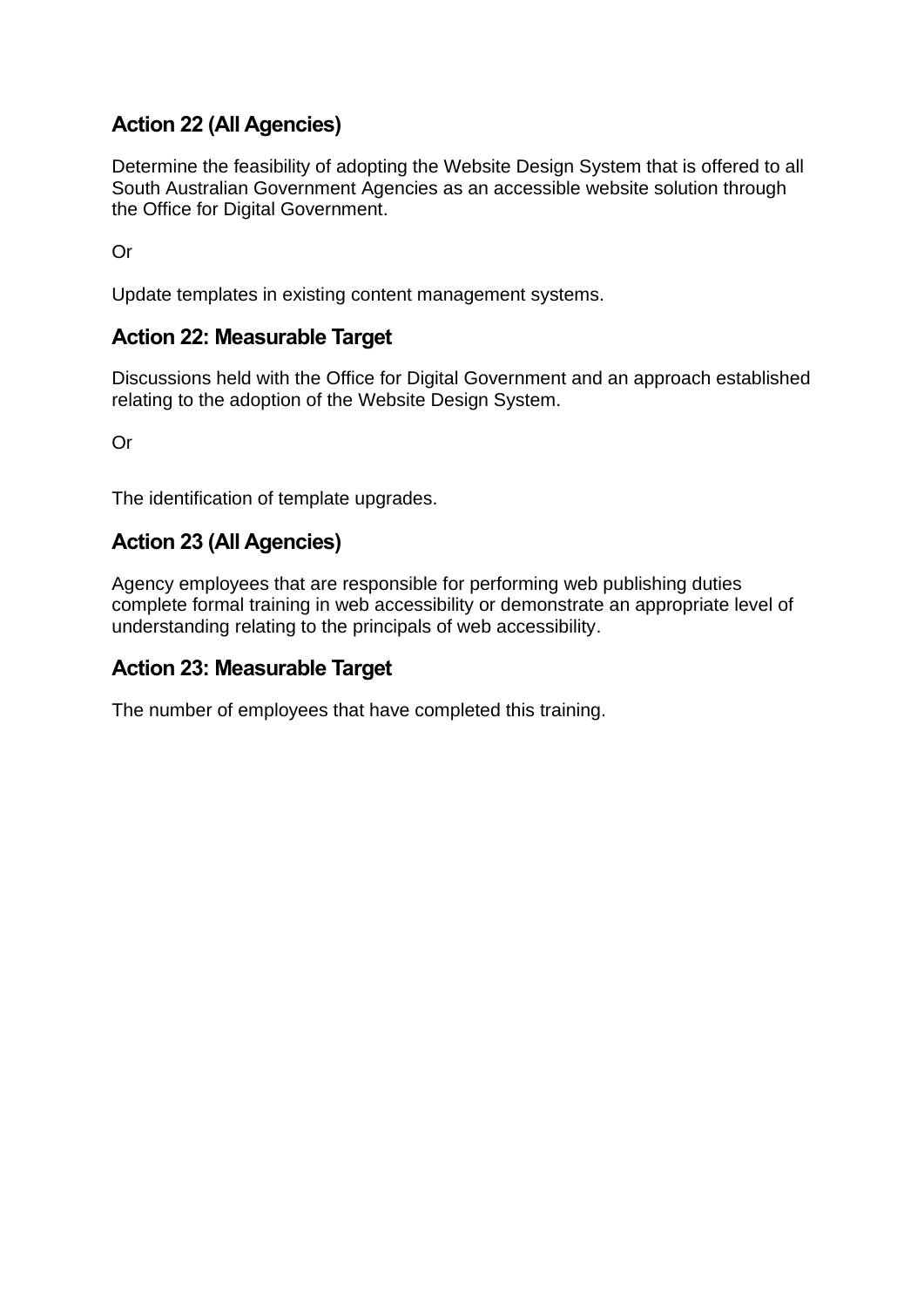### Action 22 (All Agencies)

Determine the feasibility of adopting the Website Design System that is offered to all South Australian Government Agencies as an accessible website solution through the Office for Digital Government.

Or

Update templates in existing content management systems.

### Action 22: Measurable Target

Discussions held with the Office for Digital Government and an approach established relating to the adoption of the Website Design System.

Or

The identification of template upgrades.

### Action 23 (All Agencies)

Agency employees that are responsible for performing web publishing duties complete formal training in web accessibility or demonstrate an appropriate level of understanding relating to the principals of web accessibility.

### Action 23: Measurable Target

The number of employees that have completed this training.